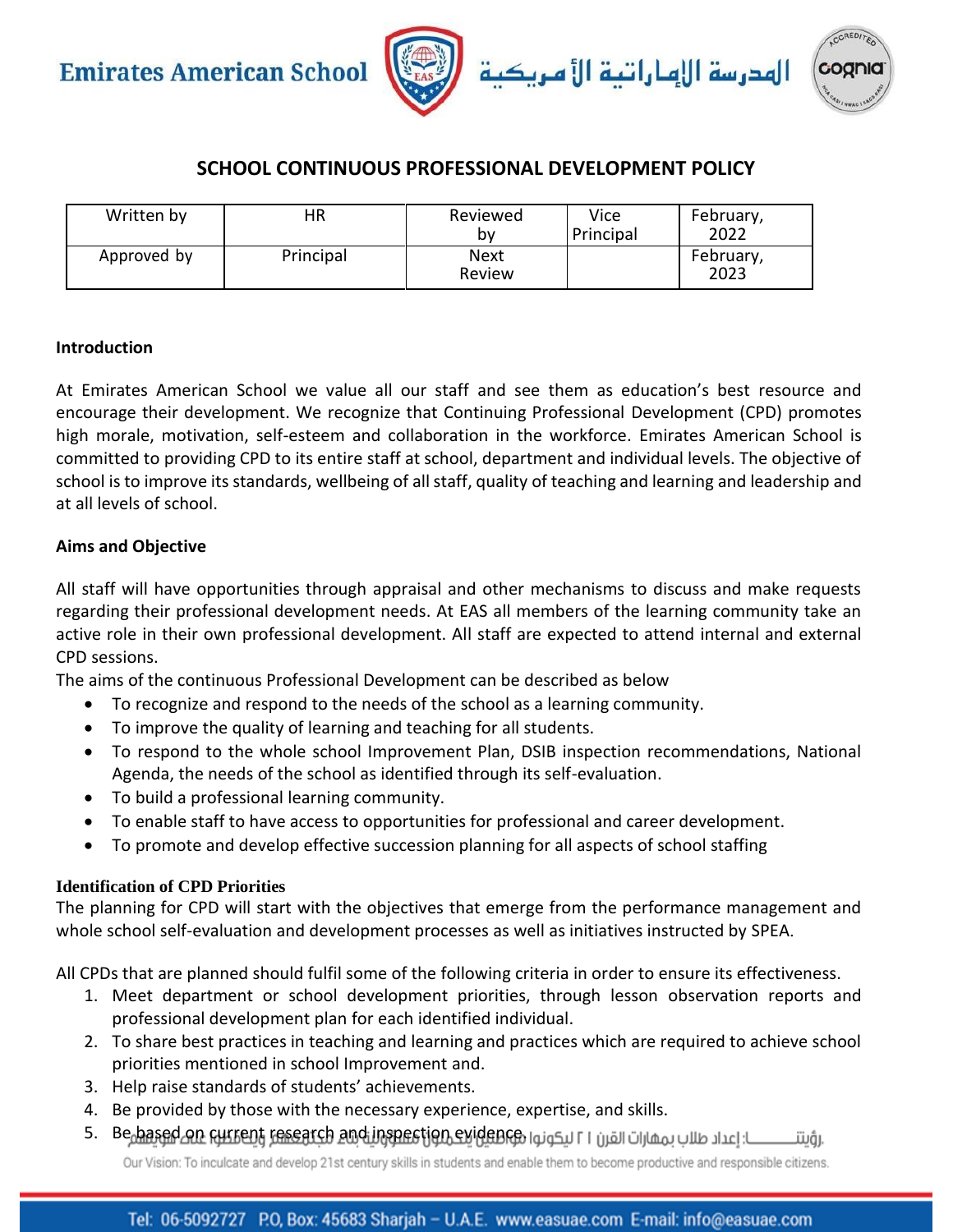## SCHOOL CONTINUOUS PROFESSIONAL DEVELOPMENT POLICY

| Written by | HR | Reviewed by | Vice Principal | February, 2022 |
|---|---|---|---|---|
| Approved by | Principal | Next Review | | February, 2023 |

**Introduction**

At Emirates American School we value all our staff and see them as education's best resource and encourage their development. We recognize that Continuing Professional Development (CPD) promotes high morale, motivation, self-esteem and collaboration in the workforce. Emirates American School is committed to providing CPD to its entire staff at school, department and individual levels. The objective of school is to improve its standards, wellbeing of all staff, quality of teaching and learning and leadership and at all levels of school.

**Aims and Objective**

All staff will have opportunities through appraisal and other mechanisms to discuss and make requests regarding their professional development needs. At EAS all members of the learning community take an active role in their own professional development. All staff are expected to attend internal and external CPD sessions.

The aims of the continuous Professional Development can be described as below

- To recognize and respond to the needs of the school as a learning community.
- To improve the quality of learning and teaching for all students.
- To respond to the whole school Improvement Plan, DSIB inspection recommendations, National Agenda, the needs of the school as identified through its self-evaluation.
- To build a professional learning community.
- To enable staff to have access to opportunities for professional and career development.
- To promote and develop effective succession planning for all aspects of school staffing

**Identification of CPD Priorities**

The planning for CPD will start with the objectives that emerge from the performance management and whole school self-evaluation and development processes as well as initiatives instructed by SPEA.

All CPDs that are planned should fulfil some of the following criteria in order to ensure its effectiveness.

1. Meet department or school development priorities, through lesson observation reports and professional development plan for each identified individual.
2. To share best practices in teaching and learning and practices which are required to achieve school priorities mentioned in school Improvement and.
3. Help raise standards of students' achievements.
4. Be provided by those with the necessary experience, expertise, and skills.
5. Be based on current research and inspection evidence.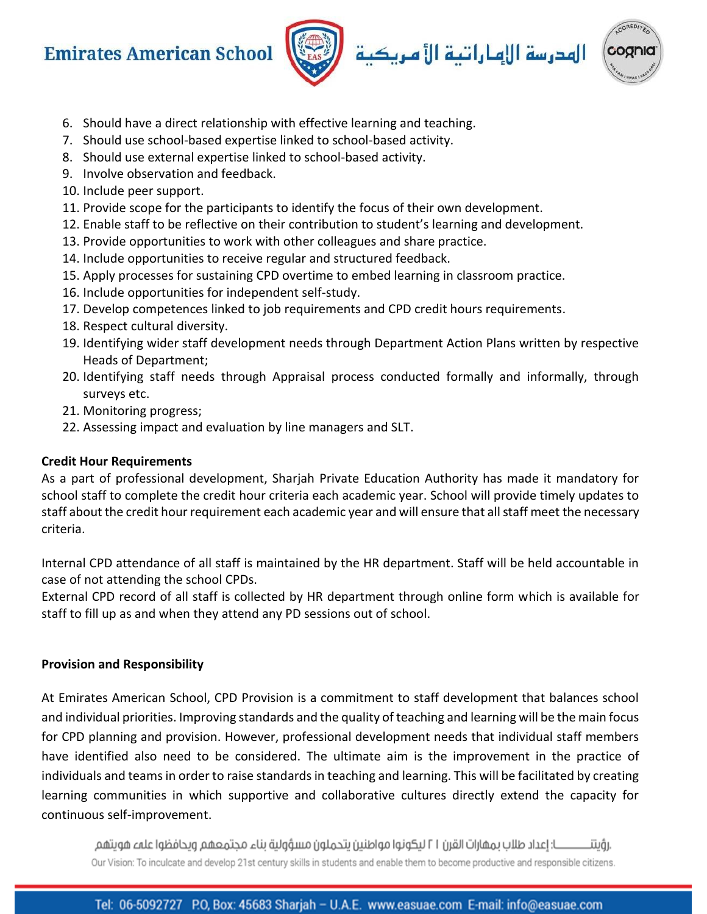6. Should have a direct relationship with effective learning and teaching.
7. Should use school-based expertise linked to school-based activity.
8. Should use external expertise linked to school-based activity.
9. Involve observation and feedback.
10. Include peer support.
11. Provide scope for the participants to identify the focus of their own development.
12. Enable staff to be reflective on their contribution to student's learning and development.
13. Provide opportunities to work with other colleagues and share practice.
14. Include opportunities to receive regular and structured feedback.
15. Apply processes for sustaining CPD overtime to embed learning in classroom practice.
16. Include opportunities for independent self-study.
17. Develop competences linked to job requirements and CPD credit hours requirements.
18. Respect cultural diversity.
19. Identifying wider staff development needs through Department Action Plans written by respective Heads of Department;
20. Identifying staff needs through Appraisal process conducted formally and informally, through surveys etc.
21. Monitoring progress;
22. Assessing impact and evaluation by line managers and SLT.

**Credit Hour Requirements**

As a part of professional development, Sharjah Private Education Authority has made it mandatory for school staff to complete the credit hour criteria each academic year. School will provide timely updates to staff about the credit hour requirement each academic year and will ensure that all staff meet the necessary criteria.

Internal CPD attendance of all staff is maintained by the HR department. Staff will be held accountable in case of not attending the school CPDs.
External CPD record of all staff is collected by HR department through online form which is available for staff to fill up as and when they attend any PD sessions out of school.

**Provision and Responsibility**

At Emirates American School, CPD Provision is a commitment to staff development that balances school and individual priorities. Improving standards and the quality of teaching and learning will be the main focus for CPD planning and provision. However, professional development needs that individual staff members have identified also need to be considered. The ultimate aim is the improvement in the practice of individuals and teams in order to raise standards in teaching and learning. This will be facilitated by creating learning communities in which supportive and collaborative cultures directly extend the capacity for continuous self-improvement.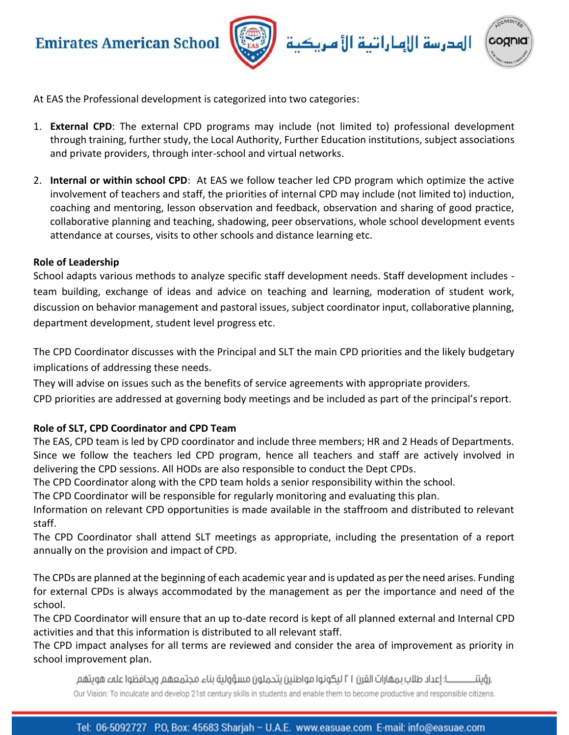At EAS the Professional development is categorized into two categories:

1. **External CPD**: The external CPD programs may include (not limited to) professional development through training, further study, the Local Authority, Further Education institutions, subject associations and private providers, through inter-school and virtual networks.

2. **Internal or within school CPD**: At EAS we follow teacher led CPD program which optimize the active involvement of teachers and staff, the priorities of internal CPD may include (not limited to) induction, coaching and mentoring, lesson observation and feedback, observation and sharing of good practice, collaborative planning and teaching, shadowing, peer observations, whole school development events attendance at courses, visits to other schools and distance learning etc.

**Role of Leadership**

School adapts various methods to analyze specific staff development needs. Staff development includes - team building, exchange of ideas and advice on teaching and learning, moderation of student work, discussion on behavior management and pastoral issues, subject coordinator input, collaborative planning, department development, student level progress etc.

The CPD Coordinator discusses with the Principal and SLT the main CPD priorities and the likely budgetary implications of addressing these needs.

They will advise on issues such as the benefits of service agreements with appropriate providers.

CPD priorities are addressed at governing body meetings and be included as part of the principal's report.

**Role of SLT, CPD Coordinator and CPD Team**

The EAS, CPD team is led by CPD coordinator and include three members; HR and 2 Heads of Departments. Since we follow the teachers led CPD program, hence all teachers and staff are actively involved in delivering the CPD sessions. All HODs are also responsible to conduct the Dept CPDs.

The CPD Coordinator along with the CPD team holds a senior responsibility within the school.

The CPD Coordinator will be responsible for regularly monitoring and evaluating this plan.

Information on relevant CPD opportunities is made available in the staffroom and distributed to relevant staff.

The CPD Coordinator shall attend SLT meetings as appropriate, including the presentation of a report annually on the provision and impact of CPD.

The CPDs are planned at the beginning of each academic year and is updated as per the need arises. Funding for external CPDs is always accommodated by the management as per the importance and need of the school.

The CPD Coordinator will ensure that an up to-date record is kept of all planned external and Internal CPD activities and that this information is distributed to all relevant staff.

The CPD impact analyses for all terms are reviewed and consider the area of improvement as priority in school improvement plan.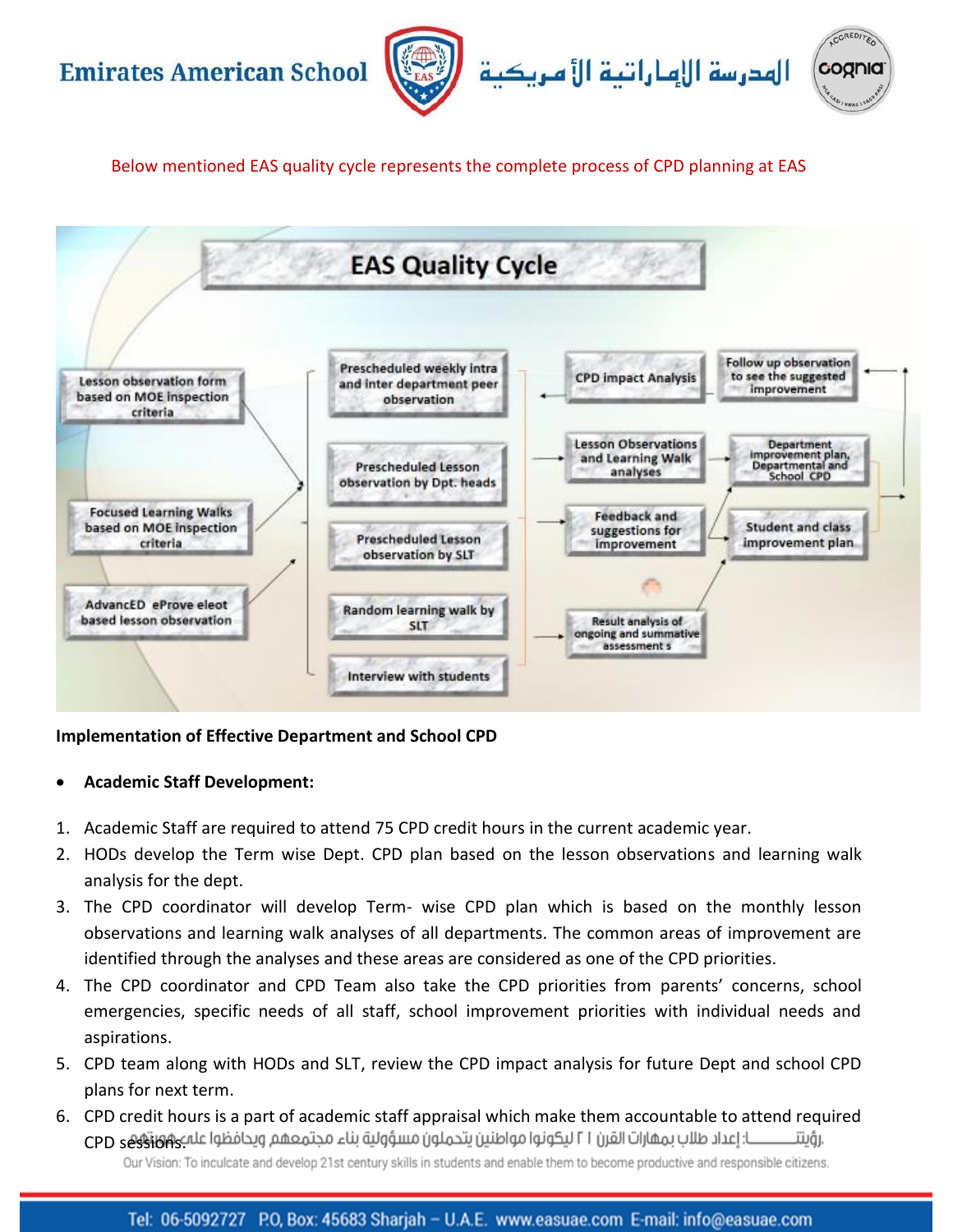Below mentioned EAS quality cycle represents the complete process of CPD planning at EAS

**EAS Quality Cycle**

- Lesson observation form based on MOE inspection criteria
- Focused Learning Walks based on MOE inspection criteria
- AdvancED eProve eleot based lesson observation
- Prescheduled weekly intra and inter department peer observation
- Prescheduled Lesson observation by Dpt. heads
- Prescheduled Lesson observation by SLT
- Random learning walk by SLT
- Interview with students
- CPD impact Analysis
- Follow up observation to see the suggested improvement
- Lesson Observations and Learning Walk analyses
- Department improvement plan, Departmental and School CPD
- Feedback and suggestions for improvement
- Student and class improvement plan
- Result analysis of ongoing and summative assessment s

**Implementation of Effective Department and School CPD**

- **Academic Staff Development:**

1. Academic Staff are required to attend 75 CPD credit hours in the current academic year.
2. HODs develop the Term wise Dept. CPD plan based on the lesson observations and learning walk analysis for the dept.
3. The CPD coordinator will develop Term- wise CPD plan which is based on the monthly lesson observations and learning walk analyses of all departments. The common areas of improvement are identified through the analyses and these areas are considered as one of the CPD priorities.
4. The CPD coordinator and CPD Team also take the CPD priorities from parents' concerns, school emergencies, specific needs of all staff, school improvement priorities with individual needs and aspirations.
5. CPD team along with HODs and SLT, review the CPD impact analysis for future Dept and school CPD plans for next term.
6. CPD credit hours is a part of academic staff appraisal which make them accountable to attend required CPD sessions.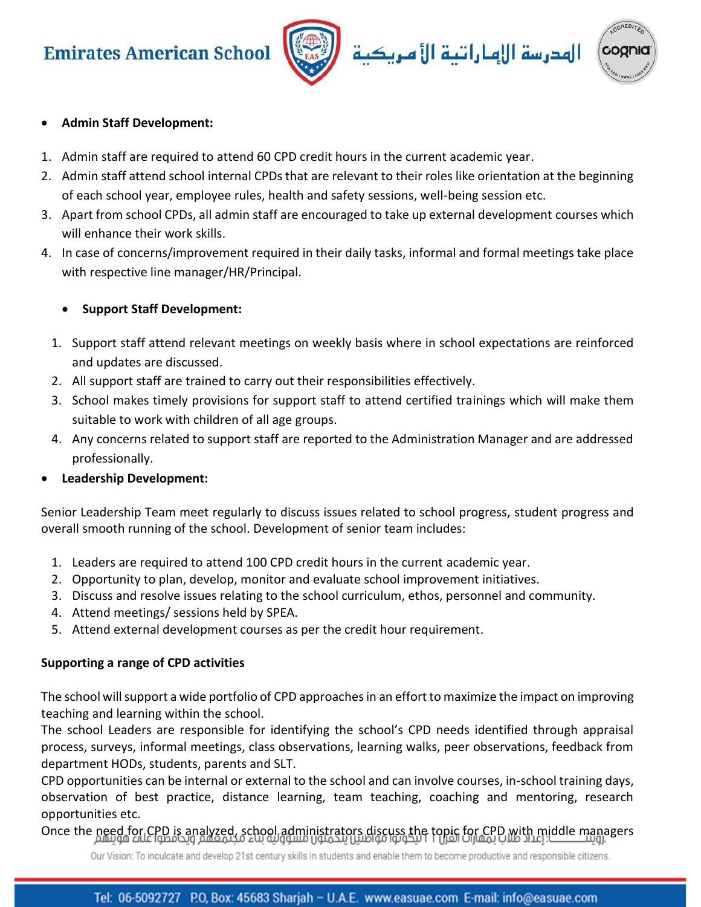- **Admin Staff Development:**

1. Admin staff are required to attend 60 CPD credit hours in the current academic year.
2. Admin staff attend school internal CPDs that are relevant to their roles like orientation at the beginning of each school year, employee rules, health and safety sessions, well-being session etc.
3. Apart from school CPDs, all admin staff are encouraged to take up external development courses which will enhance their work skills.
4. In case of concerns/improvement required in their daily tasks, informal and formal meetings take place with respective line manager/HR/Principal.

- **Support Staff Development:**

1. Support staff attend relevant meetings on weekly basis where in school expectations are reinforced and updates are discussed.
2. All support staff are trained to carry out their responsibilities effectively.
3. School makes timely provisions for support staff to attend certified trainings which will make them suitable to work with children of all age groups.
4. Any concerns related to support staff are reported to the Administration Manager and are addressed professionally.

- **Leadership Development:**

Senior Leadership Team meet regularly to discuss issues related to school progress, student progress and overall smooth running of the school. Development of senior team includes:

1. Leaders are required to attend 100 CPD credit hours in the current academic year.
2. Opportunity to plan, develop, monitor and evaluate school improvement initiatives.
3. Discuss and resolve issues relating to the school curriculum, ethos, personnel and community.
4. Attend meetings/ sessions held by SPEA.
5. Attend external development courses as per the credit hour requirement.

**Supporting a range of CPD activities**

The school will support a wide portfolio of CPD approaches in an effort to maximize the impact on improving teaching and learning within the school.
The school Leaders are responsible for identifying the school's CPD needs identified through appraisal process, surveys, informal meetings, class observations, learning walks, peer observations, feedback from department HODs, students, parents and SLT.
CPD opportunities can be internal or external to the school and can involve courses, in-school training days, observation of best practice, distance learning, team teaching, coaching and mentoring, research opportunities etc.
Once the need for CPD is analyzed, school administrators discuss the topic for CPD with middle managers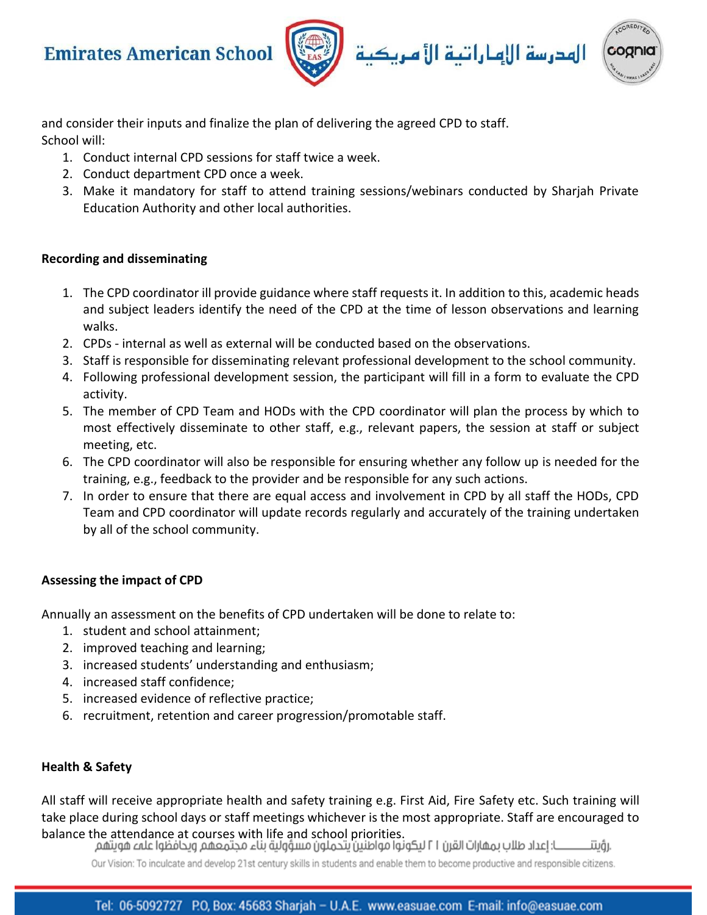and consider their inputs and finalize the plan of delivering the agreed CPD to staff.
School will:

1. Conduct internal CPD sessions for staff twice a week.
2. Conduct department CPD once a week.
3. Make it mandatory for staff to attend training sessions/webinars conducted by Sharjah Private Education Authority and other local authorities.

**Recording and disseminating**

1. The CPD coordinator ill provide guidance where staff requests it. In addition to this, academic heads and subject leaders identify the need of the CPD at the time of lesson observations and learning walks.
2. CPDs - internal as well as external will be conducted based on the observations.
3. Staff is responsible for disseminating relevant professional development to the school community.
4. Following professional development session, the participant will fill in a form to evaluate the CPD activity.
5. The member of CPD Team and HODs with the CPD coordinator will plan the process by which to most effectively disseminate to other staff, e.g., relevant papers, the session at staff or subject meeting, etc.
6. The CPD coordinator will also be responsible for ensuring whether any follow up is needed for the training, e.g., feedback to the provider and be responsible for any such actions.
7. In order to ensure that there are equal access and involvement in CPD by all staff the HODs, CPD Team and CPD coordinator will update records regularly and accurately of the training undertaken by all of the school community.

**Assessing the impact of CPD**

Annually an assessment on the benefits of CPD undertaken will be done to relate to:

1. student and school attainment;
2. improved teaching and learning;
3. increased students' understanding and enthusiasm;
4. increased staff confidence;
5. increased evidence of reflective practice;
6. recruitment, retention and career progression/promotable staff.

**Health & Safety**

All staff will receive appropriate health and safety training e.g. First Aid, Fire Safety etc. Such training will take place during school days or staff meetings whichever is the most appropriate. Staff are encouraged to balance the attendance at courses with life and school priorities.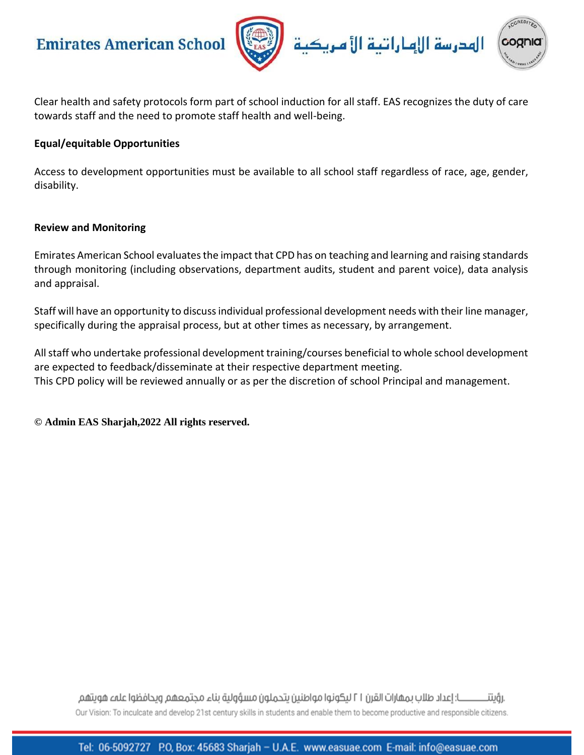Clear health and safety protocols form part of school induction for all staff. EAS recognizes the duty of care towards staff and the need to promote staff health and well-being.

**Equal/equitable Opportunities**

Access to development opportunities must be available to all school staff regardless of race, age, gender, disability.

**Review and Monitoring**

Emirates American School evaluates the impact that CPD has on teaching and learning and raising standards through monitoring (including observations, department audits, student and parent voice), data analysis and appraisal.

Staff will have an opportunity to discuss individual professional development needs with their line manager, specifically during the appraisal process, but at other times as necessary, by arrangement.

All staff who undertake professional development training/courses beneficial to whole school development are expected to feedback/disseminate at their respective department meeting.
This CPD policy will be reviewed annually or as per the discretion of school Principal and management.

**© Admin EAS Sharjah,2022 All rights reserved.**